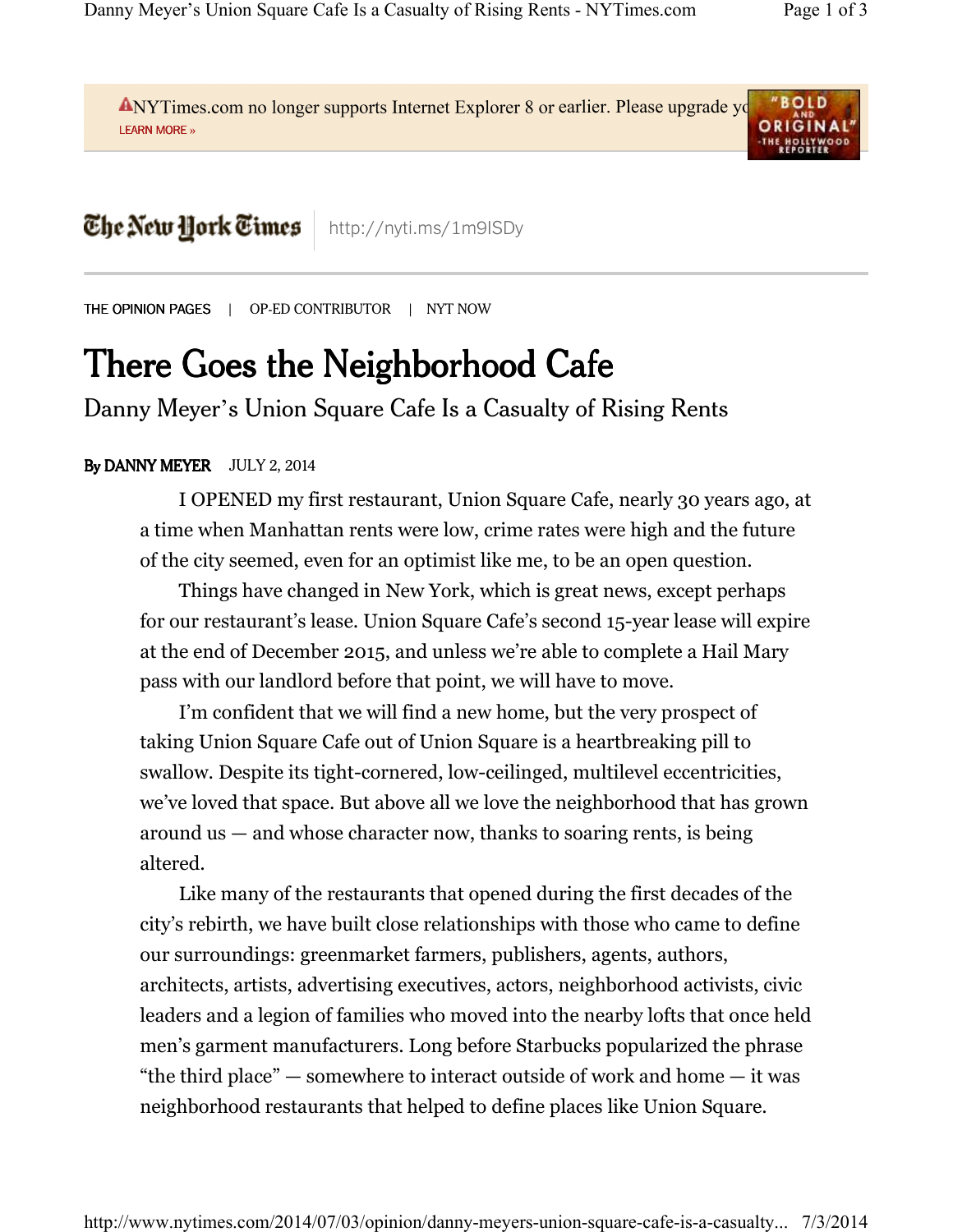THE OPINION PAGES | OP-ED CONTRIBUTOR | NYT NOW

# There Goes the Neighborhood Cafe

## Danny Meyer's Union Square Cafe Is a Casualty of Rising Rents

By DANNY MEYER JULY 2, 2014

I OPENED my first restaurant, Union Square Cafe, nearly 30 years ago, at a time when Manhattan rents were low, crime rates were high and the future of the city seemed, even for an optimist like me, to be an open question.

Things have changed in New York, which is great news, except perhaps for our restaurant's lease. Union Square Cafe's second 15-year lease will expire at the end of December 2015, and unless we're able to complete a Hail Mary pass with our landlord before that point, we will have to move.

I'm confident that we will find a new home, but the very prospect of taking Union Square Cafe out of Union Square is a heartbreaking pill to swallow. Despite its tight-cornered, low-ceilinged, multilevel eccentricities, we've loved that space. But above all we love the neighborhood that has grown around us — and whose character now, thanks to soaring rents, is being altered.

Like many of the restaurants that opened during the first decades of the city's rebirth, we have built close relationships with those who came to define our surroundings: greenmarket farmers, publishers, agents, authors, architects, artists, advertising executives, actors, neighborhood activists, civic leaders and a legion of families who moved into the nearby lofts that once held men's garment manufacturers. Long before Starbucks popularized the phrase "the third place" — somewhere to interact outside of work and home — it was neighborhood restaurants that helped to define places like Union Square.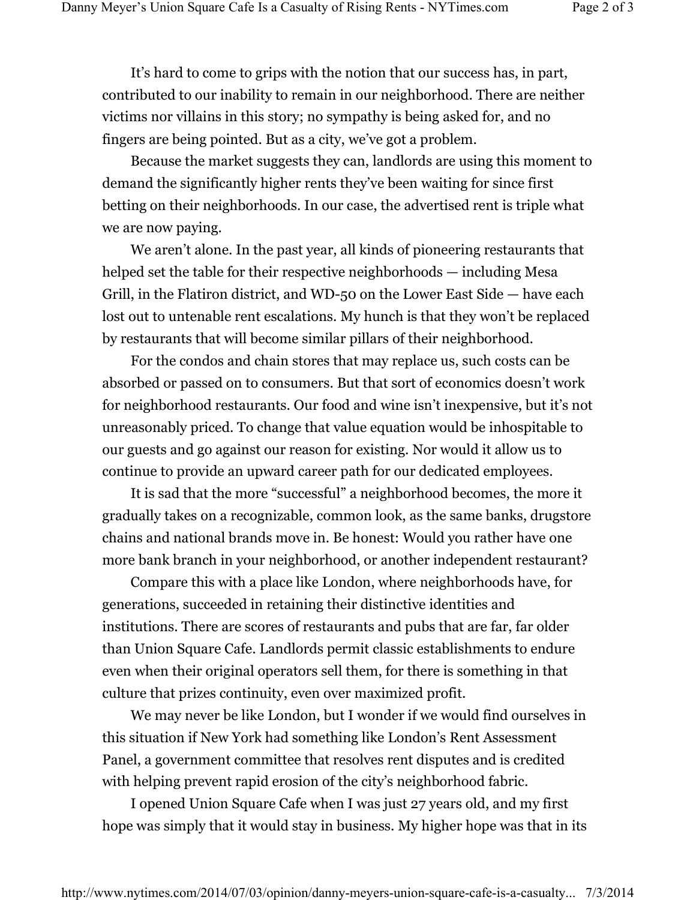It's hard to come to grips with the notion that our success has, in part, contributed to our inability to remain in our neighborhood. There are neither victims nor villains in this story; no sympathy is being asked for, and no fingers are being pointed. But as a city, we've got a problem.

Because the market suggests they can, landlords are using this moment to demand the significantly higher rents they've been waiting for since first betting on their neighborhoods. In our case, the advertised rent is triple what we are now paying.

We aren't alone. In the past year, all kinds of pioneering restaurants that helped set the table for their respective neighborhoods — including Mesa Grill, in the Flatiron district, and WD-50 on the Lower East Side — have each lost out to untenable rent escalations. My hunch is that they won't be replaced by restaurants that will become similar pillars of their neighborhood.

For the condos and chain stores that may replace us, such costs can be absorbed or passed on to consumers. But that sort of economics doesn't work for neighborhood restaurants. Our food and wine isn't inexpensive, but it's not unreasonably priced. To change that value equation would be inhospitable to our guests and go against our reason for existing. Nor would it allow us to continue to provide an upward career path for our dedicated employees.

It is sad that the more "successful" a neighborhood becomes, the more it gradually takes on a recognizable, common look, as the same banks, drugstore chains and national brands move in. Be honest: Would you rather have one more bank branch in your neighborhood, or another independent restaurant?

Compare this with a place like London, where neighborhoods have, for generations, succeeded in retaining their distinctive identities and institutions. There are scores of restaurants and pubs that are far, far older than Union Square Cafe. Landlords permit classic establishments to endure even when their original operators sell them, for there is something in that culture that prizes continuity, even over maximized profit.

We may never be like London, but I wonder if we would find ourselves in this situation if New York had something like London's Rent Assessment Panel, a government committee that resolves rent disputes and is credited with helping prevent rapid erosion of the city's neighborhood fabric.

I opened Union Square Cafe when I was just 27 years old, and my first hope was simply that it would stay in business. My higher hope was that in its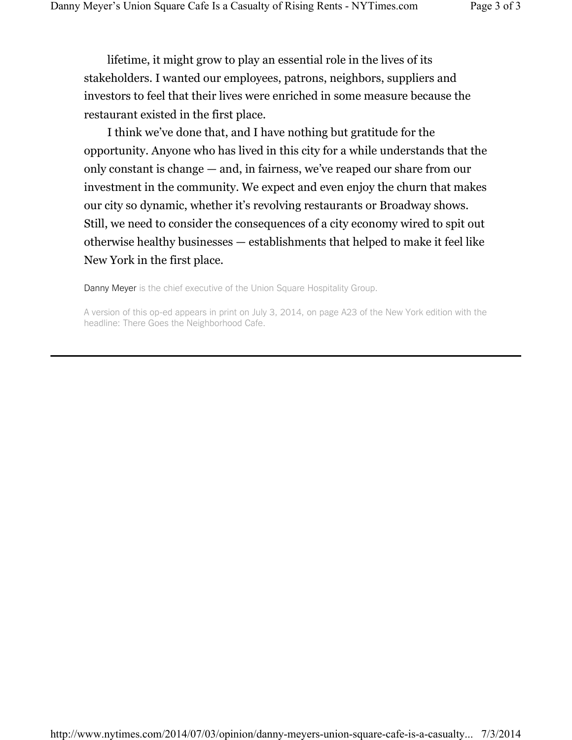lifetime, it might grow to play an essential role in the lives of its stakeholders. I wanted our employees, patrons, neighbors, suppliers and investors to feel that their lives were enriched in some measure because the restaurant existed in the first place.

I think we've done that, and I have nothing but gratitude for the opportunity. Anyone who has lived in this city for a while understands that the only constant is change — and, in fairness, we've reaped our share from our investment in the community. We expect and even enjoy the churn that makes our city so dynamic, whether it's revolving restaurants or Broadway shows. Still, we need to consider the consequences of a city economy wired to spit out otherwise healthy businesses — establishments that helped to make it feel like New York in the first place.

Danny Meyer is the chief executive of the Union Square Hospitality Group.

A version of this op-ed appears in print on July 3, 2014, on page A23 of the New York edition with the headline: There Goes the Neighborhood Cafe.